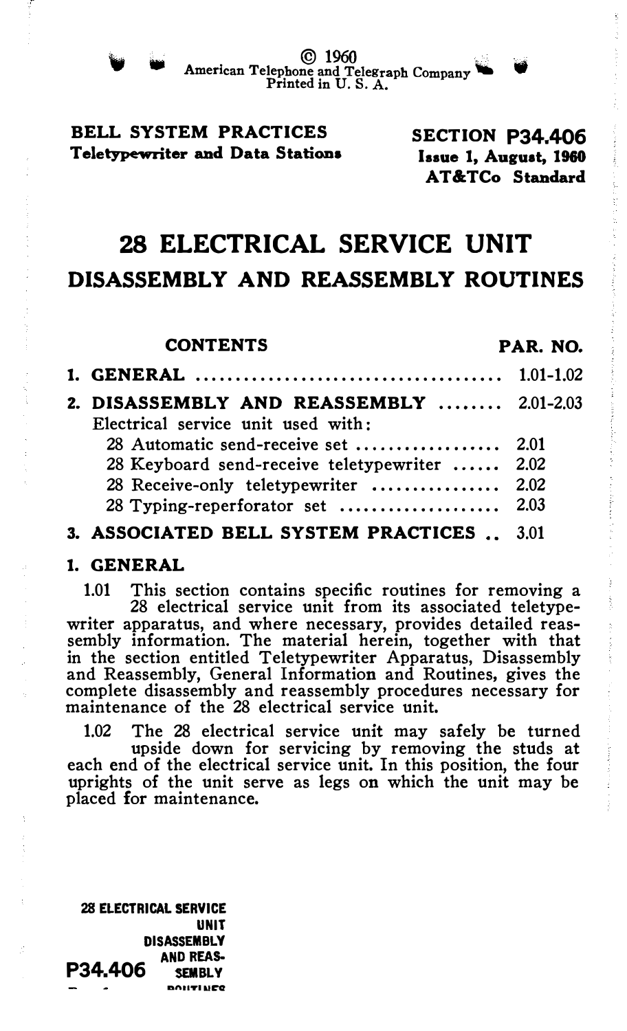© 1960
American Telephone and Telegraph Company
Printed in U. S. A.

**BELL SYSTEM PRACTICES**
**Teletypewriter and Data Stations**

**SECTION P34.406**
**Issue 1, August, 1960**
**AT&TCo Standard**

# 28 ELECTRICAL SERVICE UNIT
## DISASSEMBLY AND REASSEMBLY ROUTINES

| CONTENTS | PAR. NO. |
|---|---|
| **1. GENERAL** | 1.01-1.02 |
| **2. DISASSEMBLY AND REASSEMBLY** | 2.01-2.03 |
| Electrical service unit used with: | |
| 28 Automatic send-receive set | 2.01 |
| 28 Keyboard send-receive teletypewriter | 2.02 |
| 28 Receive-only teletypewriter | 2.02 |
| 28 Typing-reperforator set | 2.03 |
| **3. ASSOCIATED BELL SYSTEM PRACTICES** | 3.01 |

## 1. GENERAL

1.01 This section contains specific routines for removing a 28 electrical service unit from its associated teletypewriter apparatus, and where necessary, provides detailed reassembly information. The material herein, together with that in the section entitled Teletypewriter Apparatus, Disassembly and Reassembly, General Information and Routines, gives the complete disassembly and reassembly procedures necessary for maintenance of the 28 electrical service unit.

1.02 The 28 electrical service unit may safely be turned upside down for servicing by removing the studs at each end of the electrical service unit. In this position, the four uprights of the unit serve as legs on which the unit may be placed for maintenance.

28 ELECTRICAL SERVICE UNIT DISASSEMBLY AND REASSEMBLY ROUTINES
P34.406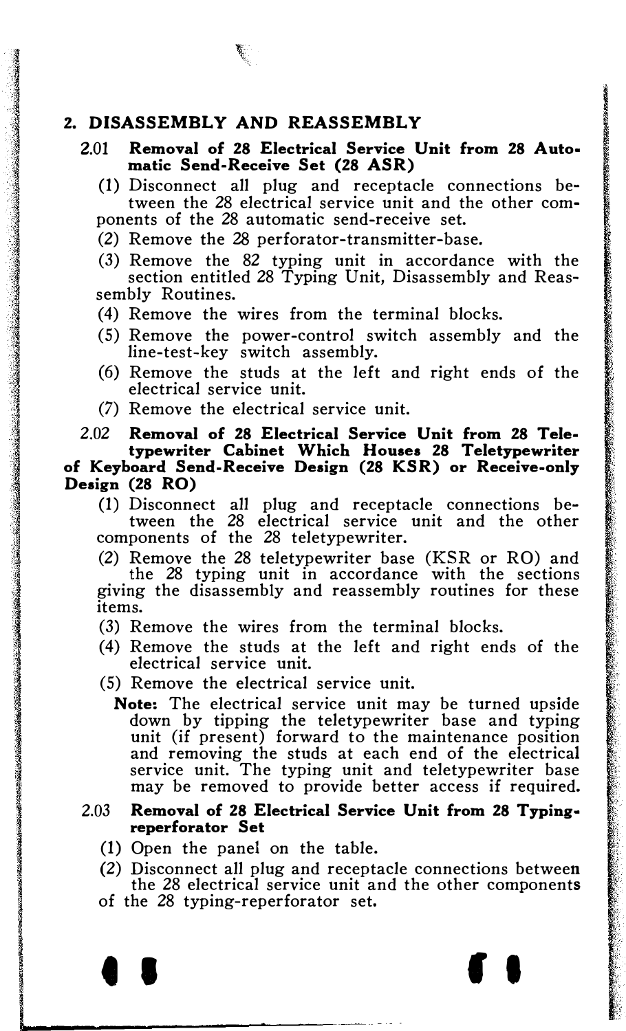## 2. DISASSEMBLY AND REASSEMBLY

### 2.01 Removal of 28 Electrical Service Unit from 28 Automatic Send-Receive Set (28 ASR)

(1) Disconnect all plug and receptacle connections between the 28 electrical service unit and the other components of the 28 automatic send-receive set.

(2) Remove the 28 perforator-transmitter-base.

(3) Remove the 82 typing unit in accordance with the section entitled 28 Typing Unit, Disassembly and Reassembly Routines.

(4) Remove the wires from the terminal blocks.

(5) Remove the power-control switch assembly and the line-test-key switch assembly.

(6) Remove the studs at the left and right ends of the electrical service unit.

(7) Remove the electrical service unit.

### 2.02 Removal of 28 Electrical Service Unit from 28 Teletypewriter Cabinet Which Houses 28 Teletypewriter of Keyboard Send-Receive Design (28 KSR) or Receive-only Design (28 RO)

(1) Disconnect all plug and receptacle connections between the 28 electrical service unit and the other components of the 28 teletypewriter.

(2) Remove the 28 teletypewriter base (KSR or RO) and the 28 typing unit in accordance with the sections giving the disassembly and reassembly routines for these items.

(3) Remove the wires from the terminal blocks.

(4) Remove the studs at the left and right ends of the electrical service unit.

(5) Remove the electrical service unit.

**Note:** The electrical service unit may be turned upside down by tipping the teletypewriter base and typing unit (if present) forward to the maintenance position and removing the studs at each end of the electrical service unit. The typing unit and teletypewriter base may be removed to provide better access if required.

### 2.03 Removal of 28 Electrical Service Unit from 28 Typing-reperforator Set

(1) Open the panel on the table.

(2) Disconnect all plug and receptacle connections between the 28 electrical service unit and the other components of the 28 typing-reperforator set.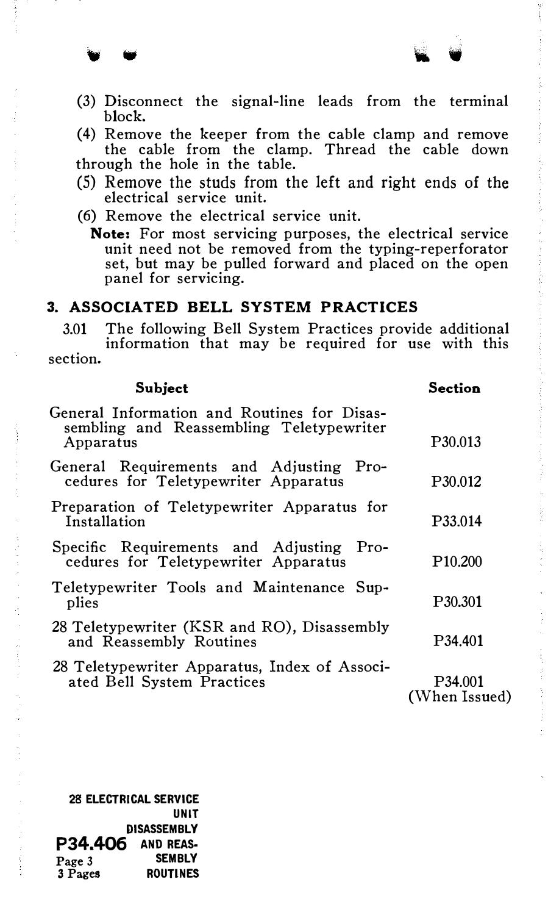(3) Disconnect the signal-line leads from the terminal block.

(4) Remove the keeper from the cable clamp and remove the cable from the clamp. Thread the cable down through the hole in the table.

(5) Remove the studs from the left and right ends of the electrical service unit.

(6) Remove the electrical service unit.

**Note:** For most servicing purposes, the electrical service unit need not be removed from the typing-reperforator set, but may be pulled forward and placed on the open panel for servicing.

## 3. ASSOCIATED BELL SYSTEM PRACTICES

3.01 The following Bell System Practices provide additional information that may be required for use with this section.

| Subject | Section |
|---|---|
| General Information and Routines for Disassembling and Reassembling Teletypewriter Apparatus | P30.013 |
| General Requirements and Adjusting Procedures for Teletypewriter Apparatus | P30.012 |
| Preparation of Teletypewriter Apparatus for Installation | P33.014 |
| Specific Requirements and Adjusting Procedures for Teletypewriter Apparatus | P10.200 |
| Teletypewriter Tools and Maintenance Supplies | P30.301 |
| 28 Teletypewriter (KSR and RO), Disassembly and Reassembly Routines | P34.401 |
| 28 Teletypewriter Apparatus, Index of Associated Bell System Practices | P34.001 (When Issued) |